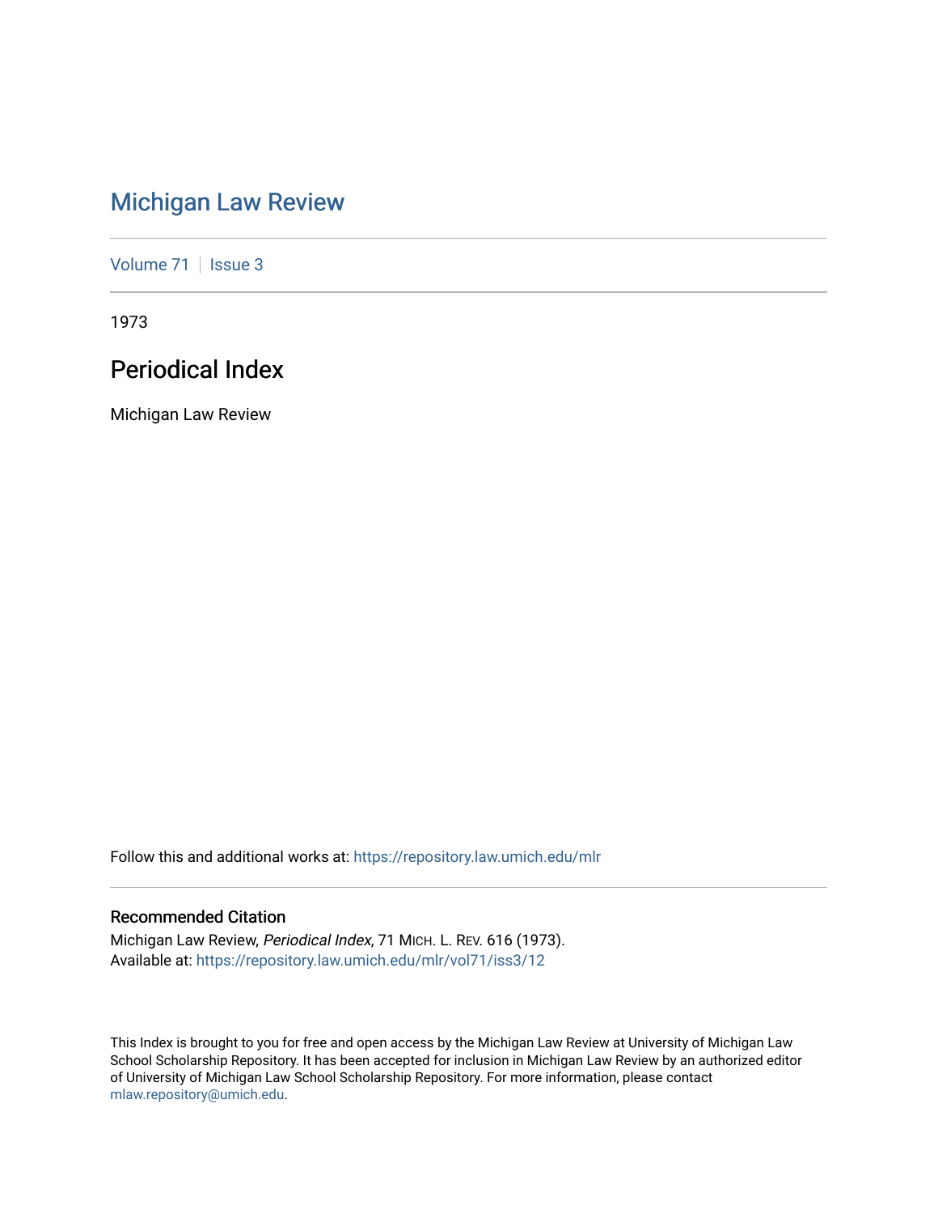# Michigan Law Review

Volume 71 | Issue 3

1973

## Periodical Index

Michigan Law Review

Follow this and additional works at: https://repository.law.umich.edu/mlr

### Recommended Citation

Michigan Law Review, *Periodical Index*, 71 MICH. L. REV. 616 (1973).
Available at: https://repository.law.umich.edu/mlr/vol71/iss3/12

This Index is brought to you for free and open access by the Michigan Law Review at University of Michigan Law School Scholarship Repository. It has been accepted for inclusion in Michigan Law Review by an authorized editor of University of Michigan Law School Scholarship Repository. For more information, please contact mlaw.repository@umich.edu.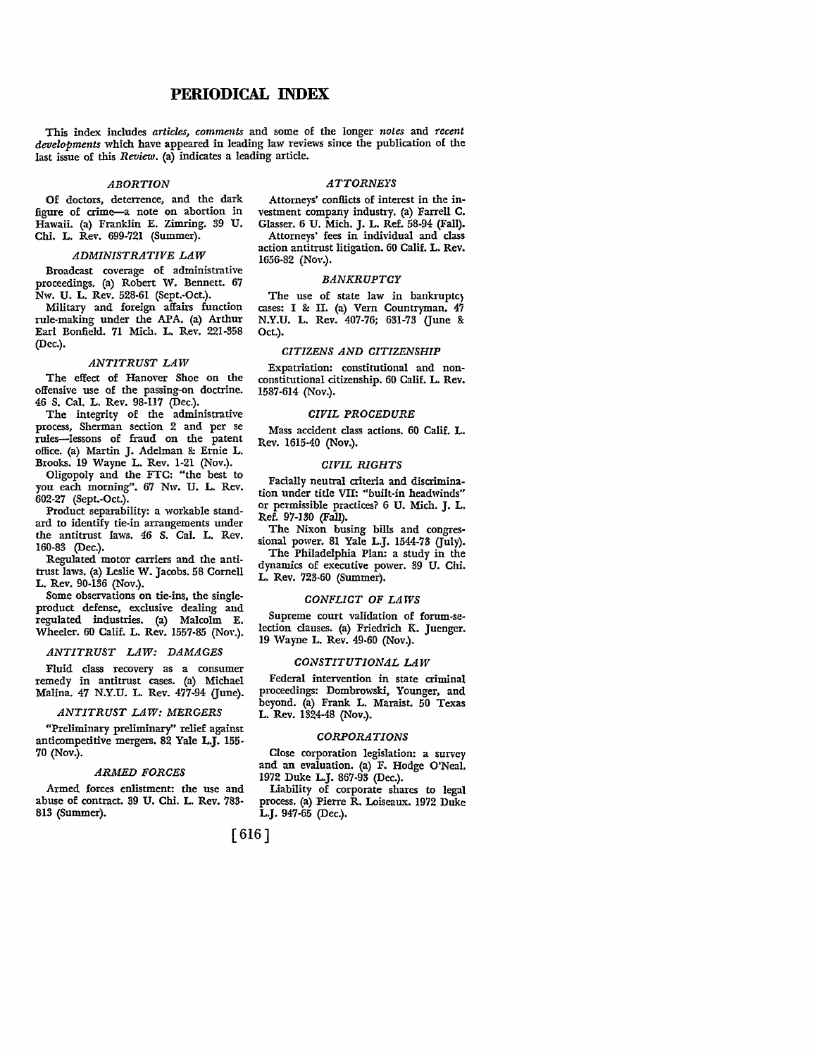# PERIODICAL INDEX

This index includes *articles, comments* and some of the longer *notes* and *recent developments* which have appeared in leading law reviews since the publication of the last issue of this *Review.* (a) indicates a leading article.

### *ABORTION*

Of doctors, deterrence, and the dark figure of crime—a note on abortion in Hawaii. (a) Franklin E. Zimring. 39 U. Chi. L. Rev. 699-721 (Summer).

### *ADMINISTRATIVE LAW*

Broadcast coverage of administrative proceedings. (a) Robert W. Bennett. 67 Nw. U. L. Rev. 528-61 (Sept.-Oct.).

Military and foreign affairs function rule-making under the APA. (a) Arthur Earl Bonfield. 71 Mich. L. Rev. 221-358 (Dec.).

### *ANTITRUST LAW*

The effect of Hanover Shoe on the offensive use of the passing-on doctrine. 46 S. Cal. L. Rev. 98-117 (Dec.).

The integrity of the administrative process, Sherman section 2 and per se rules—lessons of fraud on the patent office. (a) Martin J. Adelman & Ernie L. Brooks. 19 Wayne L. Rev. 1-21 (Nov.).

Oligopoly and the FTC: "the best to you each morning". 67 Nw. U. L. Rev. 602-27 (Sept.-Oct.).

Product separability: a workable standard to identify tie-in arrangements under the antitrust laws. 46 S. Cal. L. Rev. 160-83 (Dec.).

Regulated motor carriers and the antitrust laws. (a) Leslie W. Jacobs. 58 Cornell L. Rev. 90-136 (Nov.).

Some observations on tie-ins, the single-product defense, exclusive dealing and regulated industries. (a) Malcolm E. Wheeler. 60 Calif. L. Rev. 1557-85 (Nov.).

### *ANTITRUST LAW: DAMAGES*

Fluid class recovery as a consumer remedy in antitrust cases. (a) Michael Malina. 47 N.Y.U. L. Rev. 477-94 (June).

### *ANTITRUST LAW: MERGERS*

"Preliminary preliminary" relief against anticompetitive mergers. 82 Yale L.J. 155-70 (Nov.).

### *ARMED FORCES*

Armed forces enlistment: the use and abuse of contract. 39 U. Chi. L. Rev. 783-813 (Summer).

### *ATTORNEYS*

Attorneys' conflicts of interest in the investment company industry. (a) Farrell C. Glasser. 6 U. Mich. J. L. Ref. 58-94 (Fall).

Attorneys' fees in individual and class action antitrust litigation. 60 Calif. L. Rev. 1656-82 (Nov.).

### *BANKRUPTCY*

The use of state law in bankruptcy cases: I & II. (a) Vern Countryman. 47 N.Y.U. L. Rev. 407-76; 631-73 (June & Oct.).

### *CITIZENS AND CITIZENSHIP*

Expatriation: constitutional and non-constitutional citizenship. 60 Calif. L. Rev. 1587-614 (Nov.).

### *CIVIL PROCEDURE*

Mass accident class actions. 60 Calif. L. Rev. 1615-40 (Nov.).

### *CIVIL RIGHTS*

Facially neutral criteria and discrimination under title VII: "built-in headwinds" or permissible practices? 6 U. Mich. J. L. Ref. 97-130 (Fall).

The Nixon busing bills and congressional power. 81 Yale L.J. 1544-73 (July).

The Philadelphia Plan: a study in the dynamics of executive power. 39 U. Chi. L. Rev. 723-60 (Summer).

### *CONFLICT OF LAWS*

Supreme court validation of forum-selection clauses. (a) Friedrich K. Juenger. 19 Wayne L. Rev. 49-60 (Nov.).

### *CONSTITUTIONAL LAW*

Federal intervention in state criminal proceedings: Dombrowski, Younger, and beyond. (a) Frank L. Maraist. 50 Texas L. Rev. 1324-48 (Nov.).

### *CORPORATIONS*

Close corporation legislation: a survey and an evaluation. (a) F. Hodge O'Neal. 1972 Duke L.J. 867-93 (Dec.).

Liability of corporate shares to legal process. (a) Pierre R. Loiseaux. 1972 Duke L.J. 947-65 (Dec.).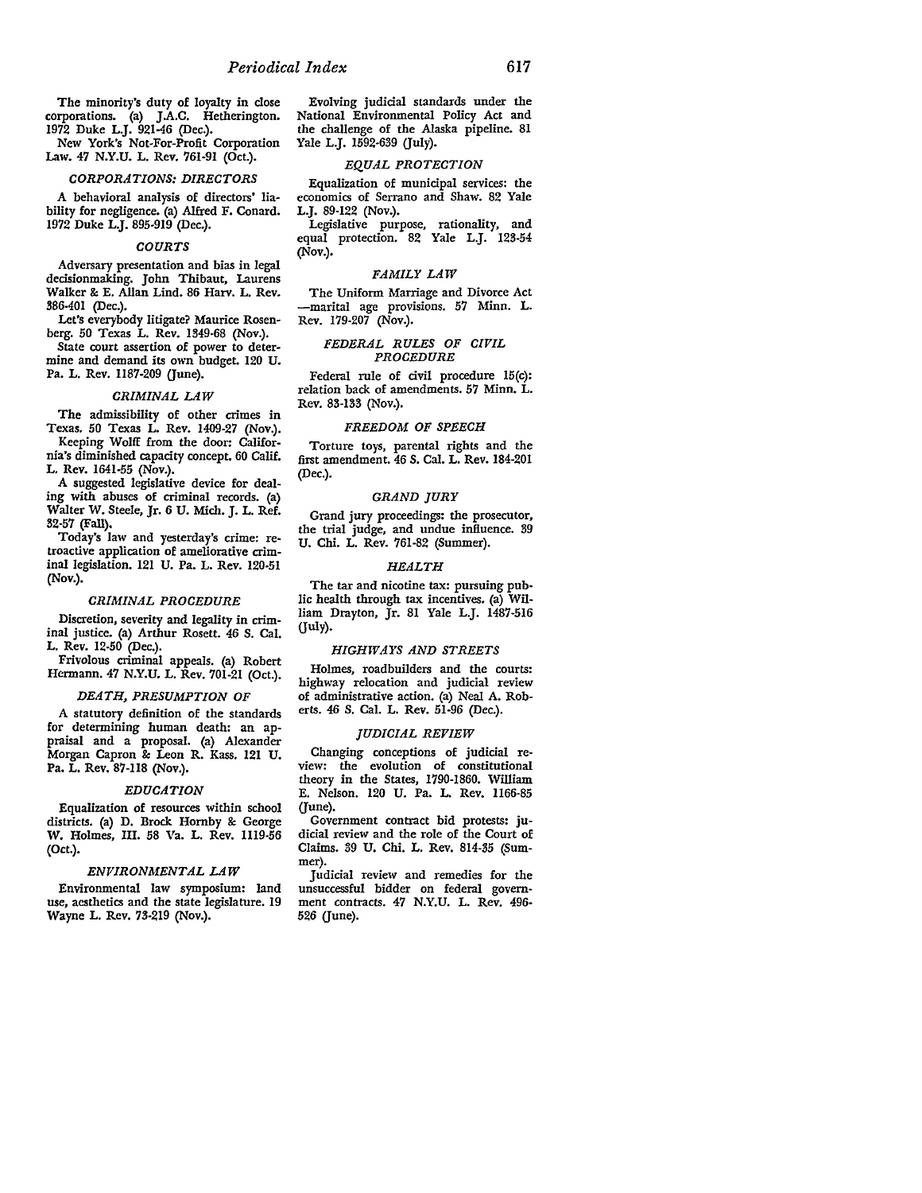The minority's duty of loyalty in close corporations. (a) J.A.C. Hetherington. 1972 Duke L.J. 921-46 (Dec.).

New York's Not-For-Profit Corporation Law. 47 N.Y.U. L. Rev. 761-91 (Oct.).

### *CORPORATIONS: DIRECTORS*

A behavioral analysis of directors' liability for negligence. (a) Alfred F. Conard. 1972 Duke L.J. 895-919 (Dec.).

### *COURTS*

Adversary presentation and bias in legal decisionmaking. John Thibaut, Laurens Walker & E. Allan Lind. 86 Harv. L. Rev. 386-401 (Dec.).

Let's everybody litigate? Maurice Rosenberg. 50 Texas L. Rev. 1349-68 (Nov.).

State court assertion of power to determine and demand its own budget. 120 U. Pa. L. Rev. 1187-209 (June).

### *CRIMINAL LAW*

The admissibility of other crimes in Texas. 50 Texas L. Rev. 1409-27 (Nov.).

Keeping Wolff from the door: California's diminished capacity concept. 60 Calif. L. Rev. 1641-55 (Nov.).

A suggested legislative device for dealing with abuses of criminal records. (a) Walter W. Steele, Jr. 6 U. Mich. J. L. Ref. 32-57 (Fall).

Today's law and yesterday's crime: retroactive application of ameliorative criminal legislation. 121 U. Pa. L. Rev. 120-51 (Nov.).

### *CRIMINAL PROCEDURE*

Discretion, severity and legality in criminal justice. (a) Arthur Rosett. 46 S. Cal. L. Rev. 12-50 (Dec.).

Frivolous criminal appeals. (a) Robert Hermann. 47 N.Y.U. L. Rev. 701-21 (Oct.).

### *DEATH, PRESUMPTION OF*

A statutory definition of the standards for determining human death: an appraisal and a proposal. (a) Alexander Morgan Capron & Leon R. Kass. 121 U. Pa. L. Rev. 87-118 (Nov.).

### *EDUCATION*

Equalization of resources within school districts. (a) D. Brock Hornby & George W. Holmes, III. 58 Va. L. Rev. 1119-56 (Oct.).

### *ENVIRONMENTAL LAW*

Environmental law symposium: land use, aesthetics and the state legislature. 19 Wayne L. Rev. 73-219 (Nov.).

Evolving judicial standards under the National Environmental Policy Act and the challenge of the Alaska pipeline. 81 Yale L.J. 1592-639 (July).

### *EQUAL PROTECTION*

Equalization of municipal services: the economics of Serrano and Shaw. 82 Yale L.J. 89-122 (Nov.).

Legislative purpose, rationality, and equal protection. 82 Yale L.J. 123-54 (Nov.).

### *FAMILY LAW*

The Uniform Marriage and Divorce Act —marital age provisions. 57 Minn. L. Rev. 179-207 (Nov.).

### *FEDERAL RULES OF CIVIL PROCEDURE*

Federal rule of civil procedure 15(c): relation back of amendments. 57 Minn. L. Rev. 83-133 (Nov.).

### *FREEDOM OF SPEECH*

Torture toys, parental rights and the first amendment. 46 S. Cal. L. Rev. 184-201 (Dec.).

### *GRAND JURY*

Grand jury proceedings: the prosecutor, the trial judge, and undue influence. 39 U. Chi. L. Rev. 761-82 (Summer).

### *HEALTH*

The tar and nicotine tax: pursuing public health through tax incentives. (a) William Drayton, Jr. 81 Yale L.J. 1487-516 (July).

### *HIGHWAYS AND STREETS*

Holmes, roadbuilders and the courts: highway relocation and judicial review of administrative action. (a) Neal A. Roberts. 46 S. Cal. L. Rev. 51-96 (Dec.).

### *JUDICIAL REVIEW*

Changing conceptions of judicial review: the evolution of constitutional theory in the States, 1790-1860. William E. Nelson. 120 U. Pa. L. Rev. 1166-85 (June).

Government contract bid protests: judicial review and the role of the Court of Claims. 39 U. Chi. L. Rev. 814-35 (Summer).

Judicial review and remedies for the unsuccessful bidder on federal government contracts. 47 N.Y.U. L. Rev. 496-526 (June).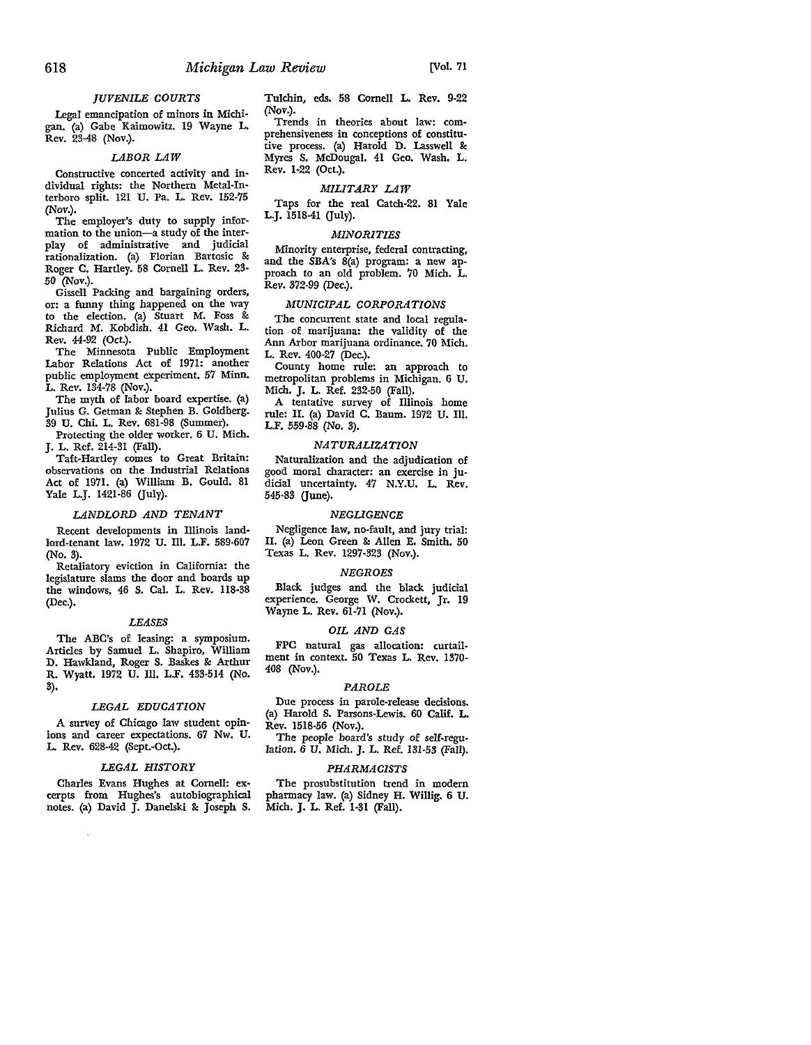### *JUVENILE COURTS*

Legal emancipation of minors in Michigan. (a) Gabe Kaimowitz. 19 Wayne L. Rev. 23-48 (Nov.).

### *LABOR LAW*

Constructive concerted activity and individual rights: the Northern Metal-Interboro split. 121 U. Pa. L. Rev. 152-75 (Nov.).

The employer's duty to supply information to the union—a study of the interplay of administrative and judicial rationalization. (a) Florian Bartosic & Roger C. Hartley. 58 Cornell L. Rev. 23-50 (Nov.).

Gissell Packing and bargaining orders, or: a funny thing happened on the way to the election. (a) Stuart M. Foss & Richard M. Kobdish. 41 Geo. Wash. L. Rev. 44-92 (Oct.).

The Minnesota Public Employment Labor Relations Act of 1971: another public employment experiment. 57 Minn. L. Rev. 134-78 (Nov.).

The myth of labor board expertise. (a) Julius G. Getman & Stephen B. Goldberg. 39 U. Chi. L. Rev. 681-98 (Summer).

Protecting the older worker. 6 U. Mich. J. L. Ref. 214-31 (Fall).

Taft-Hartley comes to Great Britain: observations on the Industrial Relations Act of 1971. (a) William B. Gould. 81 Yale L.J. 1421-86 (July).

### *LANDLORD AND TENANT*

Recent developments in Illinois landlord-tenant law. 1972 U. Ill. L.F. 589-607 (No. 3).

Retaliatory eviction in California: the legislature slams the door and boards up the windows. 46 S. Cal. L. Rev. 118-38 (Dec.).

### *LEASES*

The ABC's of leasing: a symposium. Articles by Samuel L. Shapiro, William D. Hawkland, Roger S. Baskes & Arthur R. Wyatt. 1972 U. Ill. L.F. 433-514 (No. 3).

### *LEGAL EDUCATION*

A survey of Chicago law student opinions and career expectations. 67 Nw. U. L. Rev. 628-42 (Sept.-Oct.).

### *LEGAL HISTORY*

Charles Evans Hughes at Cornell: excerpts from Hughes's autobiographical notes. (a) David J. Danelski & Joseph S. Tulchin, eds. 58 Cornell L. Rev. 9-22 (Nov.).

Trends in theories about law: comprehensiveness in conceptions of constitutive process. (a) Harold D. Lasswell & Myres S. McDougal. 41 Geo. Wash. L. Rev. 1-22 (Oct.).

### *MILITARY LAW*

Taps for the real Catch-22. 81 Yale L.J. 1518-41 (July).

### *MINORITIES*

Minority enterprise, federal contracting, and the SBA's 8(a) program: a new approach to an old problem. 70 Mich. L. Rev. 372-99 (Dec.).

### *MUNICIPAL CORPORATIONS*

The concurrent state and local regulation of marijuana: the validity of the Ann Arbor marijuana ordinance. 70 Mich. L. Rev. 400-27 (Dec.).

County home rule: an approach to metropolitan problems in Michigan. 6 U. Mich. J. L. Ref. 232-50 (Fall).

A tentative survey of Illinois home rule: II. (a) David C. Baum. 1972 U. Ill. L.F. 559-88 (No. 3).

### *NATURALIZATION*

Naturalization and the adjudication of good moral character: an exercise in judicial uncertainty. 47 N.Y.U. L. Rev. 545-83 (June).

### *NEGLIGENCE*

Negligence law, no-fault, and jury trial: II. (a) Leon Green & Allen E. Smith. 50 Texas L. Rev. 1297-323 (Nov.).

### *NEGROES*

Black judges and the black judicial experience. George W. Crockett, Jr. 19 Wayne L. Rev. 61-71 (Nov.).

### *OIL AND GAS*

FPC natural gas allocation: curtailment in context. 50 Texas L. Rev. 1370-408 (Nov.).

### *PAROLE*

Due process in parole-release decisions. (a) Harold S. Parsons-Lewis. 60 Calif. L. Rev. 1518-56 (Nov.).

The people board's study of self-regulation. 6 U. Mich. J. L. Ref. 131-53 (Fall).

### *PHARMACISTS*

The prosubstitution trend in modern pharmacy law. (a) Sidney H. Willig. 6 U. Mich. J. L. Ref. 1-31 (Fall).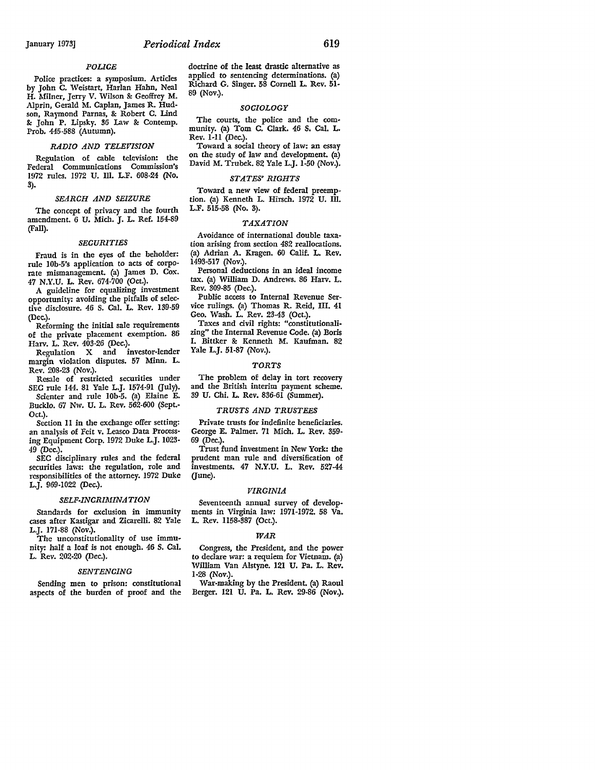### *POLICE*

Police practices: a symposium. Articles by John C. Weistart, Harlan Hahn, Neal H. Milner, Jerry V. Wilson & Geoffrey M. Alprin, Gerald M. Caplan, James R. Hudson, Raymond Parnas, & Robert C. Lind & John P. Lipsky. 36 Law & Contemp. Prob. 445-588 (Autumn).

### *RADIO AND TELEVISION*

Regulation of cable television: the Federal Communications Commission's 1972 rules. 1972 U. Ill. L.F. 608-24 (No. 3).

### *SEARCH AND SEIZURE*

The concept of privacy and the fourth amendment. 6 U. Mich. J. L. Ref. 154-89 (Fall).

### *SECURITIES*

Fraud is in the eyes of the beholder: rule 10b-5's application to acts of corporate mismanagement. (a) James D. Cox. 47 N.Y.U. L. Rev. 674-700 (Oct.).

A guideline for equalizing investment opportunity: avoiding the pitfalls of selective disclosure. 46 S. Cal. L. Rev. 139-59 (Dec.).

Reforming the initial sale requirements of the private placement exemption. 86 Harv. L. Rev. 403-26 (Dec.).

Regulation X and investor-lender margin violation disputes. 57 Minn. L. Rev. 208-23 (Nov.).

Resale of restricted securities under SEC rule 144. 81 Yale L.J. 1574-91 (July).

Scienter and rule 10b-5. (a) Elaine E. Bucklo. 67 Nw. U. L. Rev. 562-600 (Sept.-Oct.).

Section 11 in the exchange offer setting: an analysis of Feit v. Leasco Data Processing Equipment Corp. 1972 Duke L.J. 1023-49 (Dec.).

SEC disciplinary rules and the federal securities laws: the regulation, role and responsibilities of the attorney. 1972 Duke L.J. 969-1022 (Dec.).

### *SELF-INCRIMINATION*

Standards for exclusion in immunity cases after Kastigar and Zicarelli. 82 Yale L.J. 171-88 (Nov.).

The unconstitutionality of use immunity: half a loaf is not enough. 46 S. Cal. L. Rev. 202-20 (Dec.).

### *SENTENCING*

Sending men to prison: constitutional aspects of the burden of proof and the doctrine of the least drastic alternative as applied to sentencing determinations. (a) Richard G. Singer. 58 Cornell L. Rev. 51-89 (Nov.).

### *SOCIOLOGY*

The courts, the police and the community. (a) Tom C. Clark. 46 S. Cal. L. Rev. 1-11 (Dec.).

Toward a social theory of law: an essay on the study of law and development. (a) David M. Trubek. 82 Yale L.J. 1-50 (Nov.).

### *STATES' RIGHTS*

Toward a new view of federal preemption. (a) Kenneth L. Hirsch. 1972 U. Ill. L.F. 515-58 (No. 3).

### *TAXATION*

Avoidance of international double taxation arising from section 482 reallocations. (a) Adrian A. Kragen. 60 Calif. L. Rev. 1493-517 (Nov.).

Personal deductions in an ideal income tax. (a) William D. Andrews. 86 Harv. L. Rev. 309-85 (Dec.).

Public access to Internal Revenue Service rulings. (a) Thomas R. Reid, III. 41 Geo. Wash. L. Rev. 23-43 (Oct.).

Taxes and civil rights: "constitutionalizing" the Internal Revenue Code. (a) Boris I. Bittker & Kenneth M. Kaufman. 82 Yale L.J. 51-87 (Nov.).

### *TORTS*

The problem of delay in tort recovery and the British interim payment scheme. 39 U. Chi. L. Rev. 836-61 (Summer).

### *TRUSTS AND TRUSTEES*

Private trusts for indefinite beneficiaries. George E. Palmer. 71 Mich. L. Rev. 359-69 (Dec.).

Trust fund investment in New York: the prudent man rule and diversification of investments. 47 N.Y.U. L. Rev. 527-44 (June).

### *VIRGINIA*

Seventeenth annual survey of developments in Virginia law: 1971-1972. 58 Va. L. Rev. 1158-387 (Oct.).

### *WAR*

Congress, the President, and the power to declare war: a requiem for Vietnam. (a) William Van Alstyne. 121 U. Pa. L. Rev. 1-28 (Nov.).

War-making by the President. (a) Raoul Berger. 121 U. Pa. L. Rev. 29-86 (Nov.).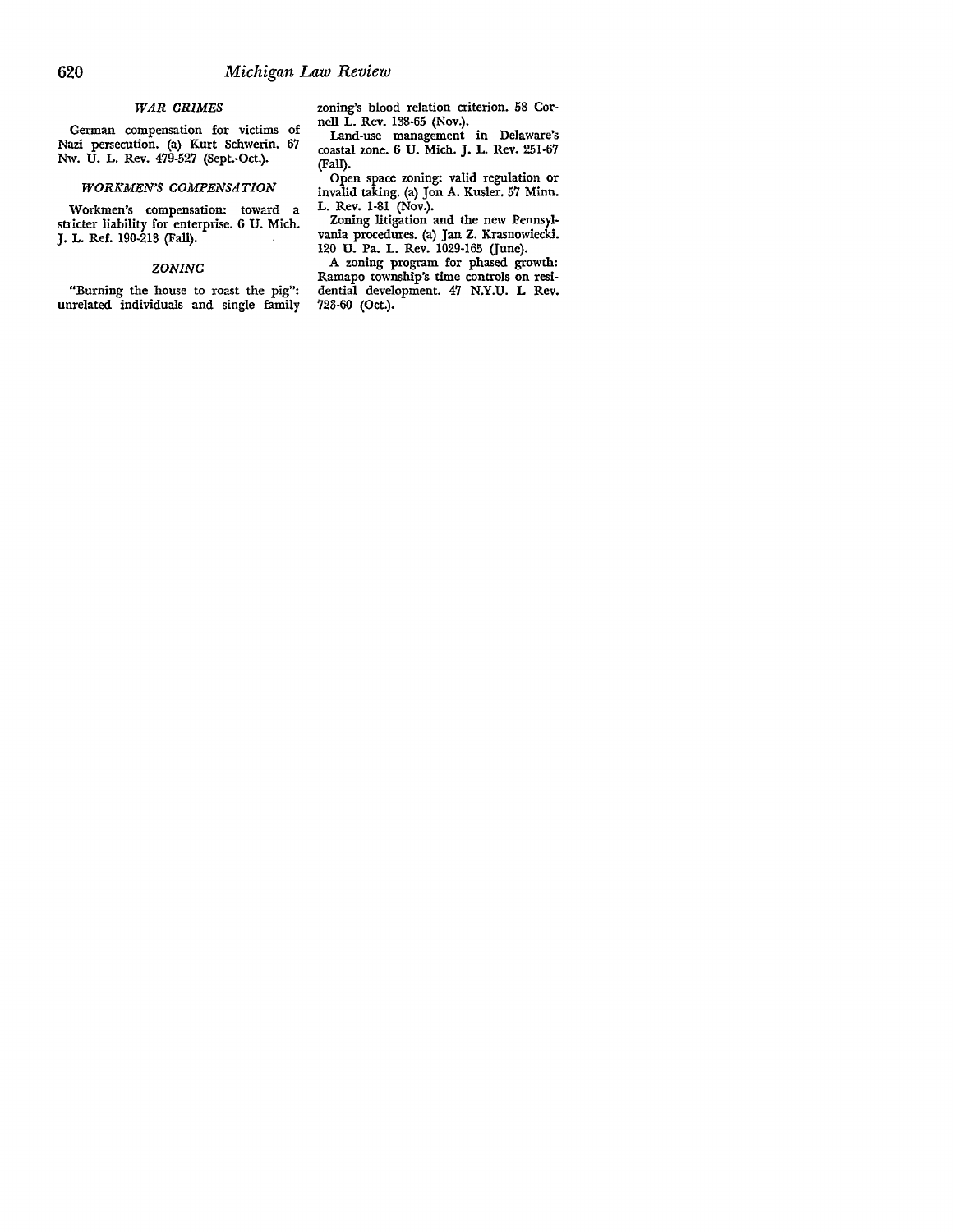### *WAR CRIMES*

German compensation for victims of Nazi persecution. (a) Kurt Schwerin. 67 Nw. U. L. Rev. 479-527 (Sept.-Oct.).

### *WORKMEN'S COMPENSATION*

Workmen's compensation: toward a stricter liability for enterprise. 6 U. Mich. J. L. Ref. 190-213 (Fall).

### *ZONING*

"Burning the house to roast the pig": unrelated individuals and single family zoning's blood relation criterion. 58 Cornell L. Rev. 138-65 (Nov.).

Land-use management in Delaware's coastal zone. 6 U. Mich. J. L. Rev. 251-67 (Fall).

Open space zoning: valid regulation or invalid taking. (a) Jon A. Kusler. 57 Minn. L. Rev. 1-81 (Nov.).

Zoning litigation and the new Pennsylvania procedures. (a) Jan Z. Krasnowiecki. 120 U. Pa. L. Rev. 1029-165 (June).

A zoning program for phased growth: Ramapo township's time controls on residential development. 47 N.Y.U. L Rev. 723-60 (Oct.).